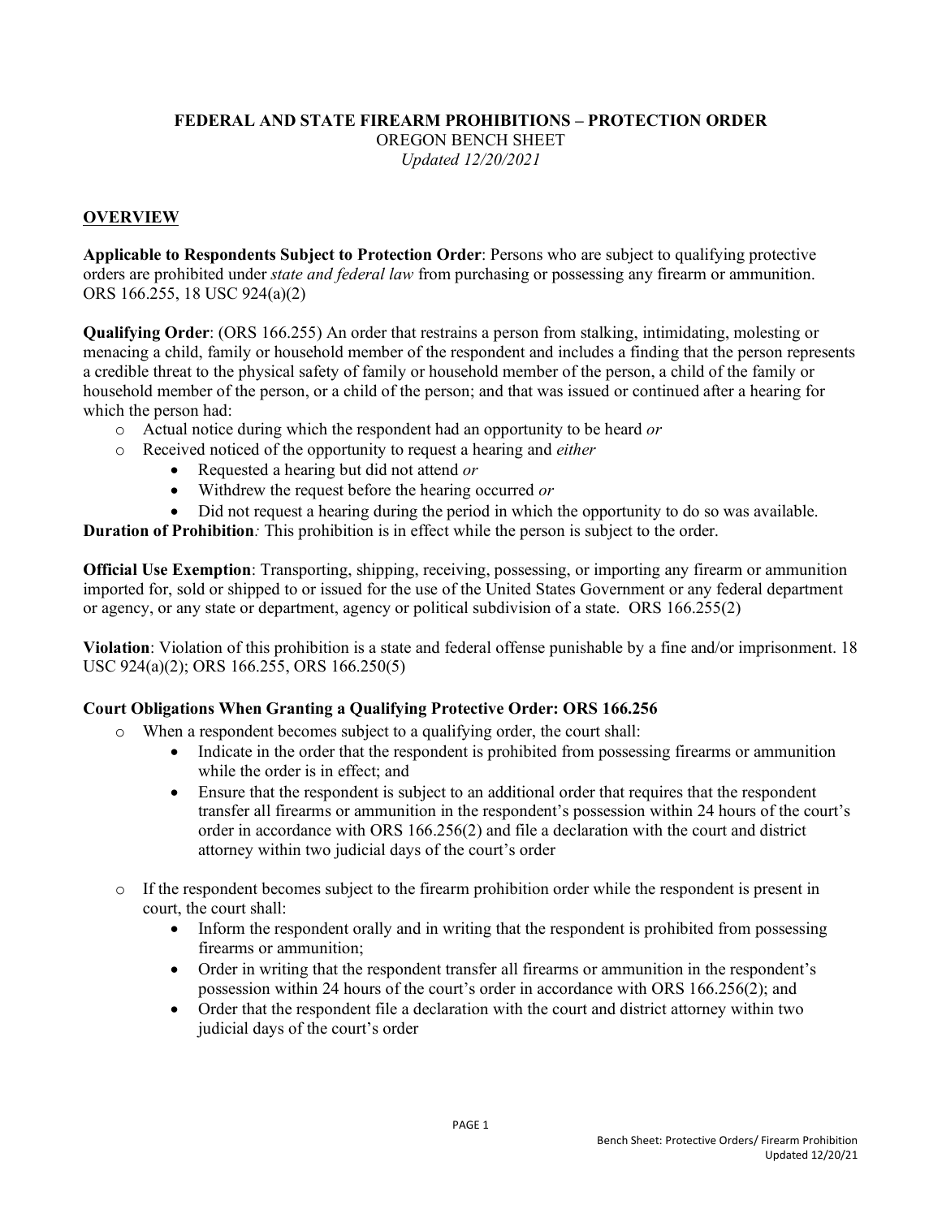# FEDERAL AND STATE FIREARM PROHIBITIONS – PROTECTION ORDER

OREGON BENCH SHEET

*Updated 12/20/2021*

## OVERVIEW

**Applicable to Respondents Subject to Protection Order**: Persons who are subject to qualifying protective orders are prohibited under *state and federal law* from purchasing or possessing any firearm or ammunition. ORS 166.255, 18 USC 924(a)(2)

**Qualifying Order**: (ORS 166.255) An order that restrains a person from stalking, intimidating, molesting or menacing a child, family or household member of the respondent and includes a finding that the person represents a credible threat to the physical safety of family or household member of the person, a child of the family or household member of the person, or a child of the person; and that was issued or continued after a hearing for which the person had:

- Actual notice during which the respondent had an opportunity to be heard *or*
- Received noticed of the opportunity to request a hearing and *either*
  - Requested a hearing but did not attend *or*
  - Withdrew the request before the hearing occurred *or*
  - Did not request a hearing during the period in which the opportunity to do so was available.

**Duration of Prohibition***:* This prohibition is in effect while the person is subject to the order.

**Official Use Exemption**: Transporting, shipping, receiving, possessing, or importing any firearm or ammunition imported for, sold or shipped to or issued for the use of the United States Government or any federal department or agency, or any state or department, agency or political subdivision of a state. ORS 166.255(2)

**Violation**: Violation of this prohibition is a state and federal offense punishable by a fine and/or imprisonment. 18 USC 924(a)(2); ORS 166.255, ORS 166.250(5)

**Court Obligations When Granting a Qualifying Protective Order: ORS 166.256**

- When a respondent becomes subject to a qualifying order, the court shall:
  - Indicate in the order that the respondent is prohibited from possessing firearms or ammunition while the order is in effect; and
  - Ensure that the respondent is subject to an additional order that requires that the respondent transfer all firearms or ammunition in the respondent's possession within 24 hours of the court's order in accordance with ORS 166.256(2) and file a declaration with the court and district attorney within two judicial days of the court's order
- If the respondent becomes subject to the firearm prohibition order while the respondent is present in court, the court shall:
  - Inform the respondent orally and in writing that the respondent is prohibited from possessing firearms or ammunition;
  - Order in writing that the respondent transfer all firearms or ammunition in the respondent's possession within 24 hours of the court's order in accordance with ORS 166.256(2); and
  - Order that the respondent file a declaration with the court and district attorney within two judicial days of the court's order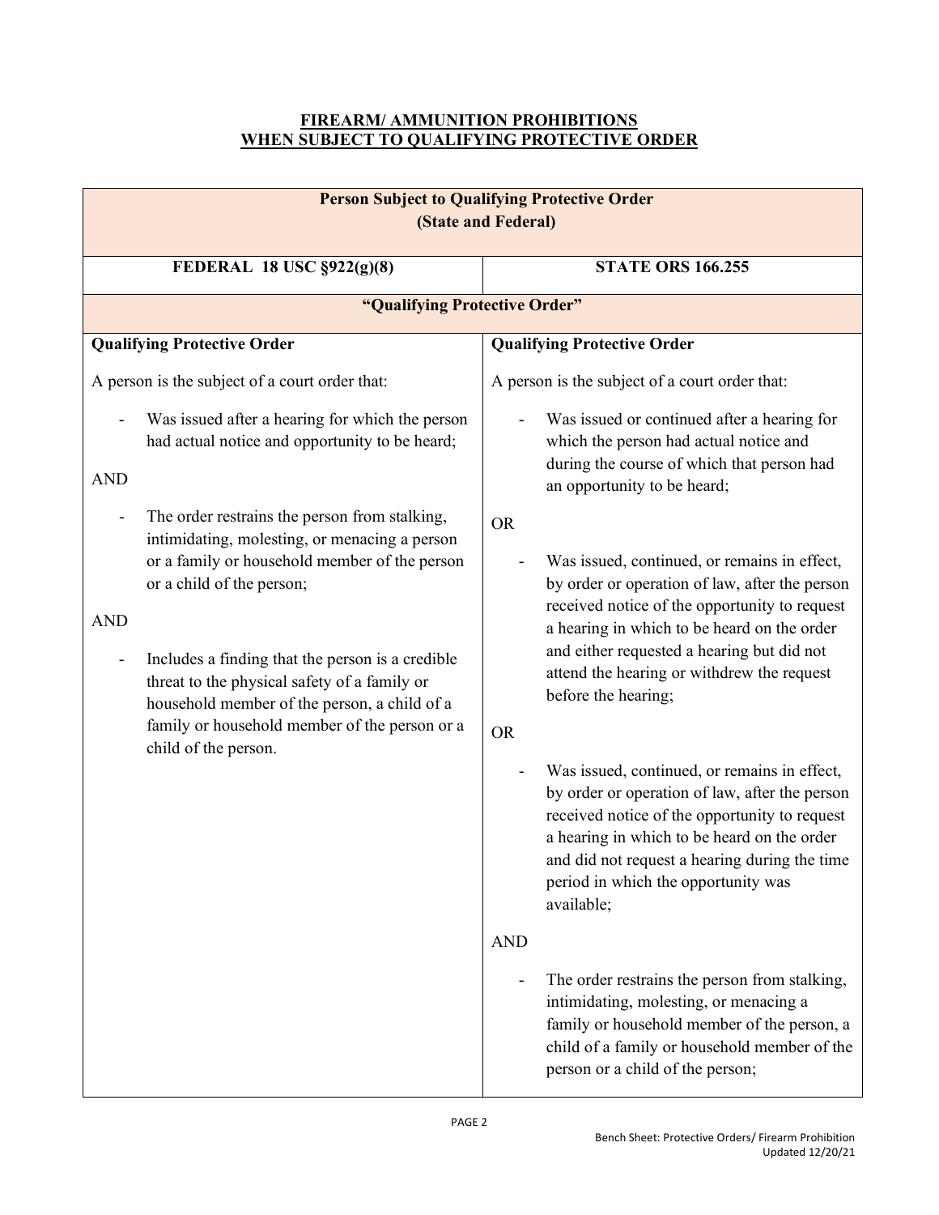## FIREARM/ AMMUNITION PROHIBITIONS WHEN SUBJECT TO QUALIFYING PROTECTIVE ORDER

| **Person Subject to Qualifying Protective Order (State and Federal)** | |
|---|---|
| **FEDERAL 18 USC §922(g)(8)** | **STATE ORS 166.255** |
| **"Qualifying Protective Order"** | |
| **Qualifying Protective Order**<br><br>A person is the subject of a court order that:<br><br>- Was issued after a hearing for which the person had actual notice and opportunity to be heard;<br><br>AND<br><br>- The order restrains the person from stalking, intimidating, molesting, or menacing a person or a family or household member of the person or a child of the person;<br><br>AND<br><br>- Includes a finding that the person is a credible threat to the physical safety of a family or household member of the person, a child of a family or household member of the person or a child of the person. | **Qualifying Protective Order**<br><br>A person is the subject of a court order that:<br><br>- Was issued or continued after a hearing for which the person had actual notice and during the course of which that person had an opportunity to be heard;<br><br>OR<br><br>- Was issued, continued, or remains in effect, by order or operation of law, after the person received notice of the opportunity to request a hearing in which to be heard on the order and either requested a hearing but did not attend the hearing or withdrew the request before the hearing;<br><br>OR<br><br>- Was issued, continued, or remains in effect, by order or operation of law, after the person received notice of the opportunity to request a hearing in which to be heard on the order and did not request a hearing during the time period in which the opportunity was available;<br><br>AND<br><br>- The order restrains the person from stalking, intimidating, molesting, or menacing a family or household member of the person, a child of a family or household member of the person or a child of the person; |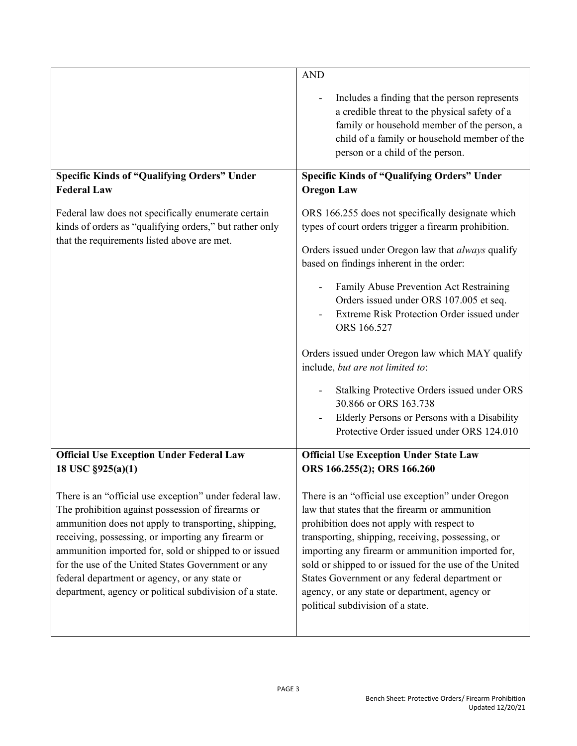| | |
|---|---|
| | AND<br><br>- Includes a finding that the person represents a credible threat to the physical safety of a family or household member of the person, a child of a family or household member of the person or a child of the person. |
| **Specific Kinds of "Qualifying Orders" Under Federal Law**<br><br>Federal law does not specifically enumerate certain kinds of orders as "qualifying orders," but rather only that the requirements listed above are met. | **Specific Kinds of "Qualifying Orders" Under Oregon Law**<br><br>ORS 166.255 does not specifically designate which types of court orders trigger a firearm prohibition.<br><br>Orders issued under Oregon law that *always* qualify based on findings inherent in the order:<br><br>- Family Abuse Prevention Act Restraining Orders issued under ORS 107.005 et seq.<br>- Extreme Risk Protection Order issued under ORS 166.527<br><br>Orders issued under Oregon law which MAY qualify include, *but are not limited to*:<br><br>- Stalking Protective Orders issued under ORS 30.866 or ORS 163.738<br>- Elderly Persons or Persons with a Disability Protective Order issued under ORS 124.010 |
| **Official Use Exception Under Federal Law**<br>**18 USC §925(a)(1)**<br><br>There is an "official use exception" under federal law. The prohibition against possession of firearms or ammunition does not apply to transporting, shipping, receiving, possessing, or importing any firearm or ammunition imported for, sold or shipped to or issued for the use of the United States Government or any federal department or agency, or any state or department, agency or political subdivision of a state. | **Official Use Exception Under State Law**<br>**ORS 166.255(2); ORS 166.260**<br><br>There is an "official use exception" under Oregon law that states that the firearm or ammunition prohibition does not apply with respect to transporting, shipping, receiving, possessing, or importing any firearm or ammunition imported for, sold or shipped to or issued for the use of the United States Government or any federal department or agency, or any state or department, agency or political subdivision of a state. |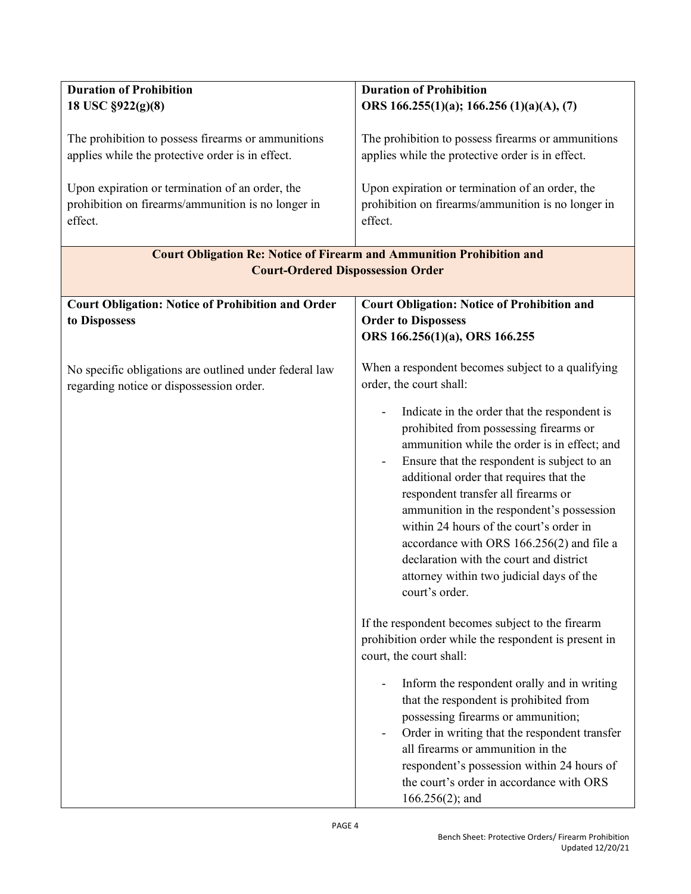| **Duration of Prohibition**<br>**18 USC §922(g)(8)**<br><br>The prohibition to possess firearms or ammunitions applies while the protective order is in effect.<br><br>Upon expiration or termination of an order, the prohibition on firearms/ammunition is no longer in effect. | **Duration of Prohibition**<br>**ORS 166.255(1)(a); 166.256 (1)(a)(A), (7)**<br><br>The prohibition to possess firearms or ammunitions applies while the protective order is in effect.<br><br>Upon expiration or termination of an order, the prohibition on firearms/ammunition is no longer in effect. |
|---|---|
| **Court Obligation Re: Notice of Firearm and Ammunition Prohibition and Court-Ordered Dispossession Order** | |
| **Court Obligation: Notice of Prohibition and Order to Dispossess**<br><br>No specific obligations are outlined under federal law regarding notice or dispossession order. | **Court Obligation: Notice of Prohibition and Order to Dispossess**<br>**ORS 166.256(1)(a), ORS 166.255**<br><br>When a respondent becomes subject to a qualifying order, the court shall:<br><br>- Indicate in the order that the respondent is prohibited from possessing firearms or ammunition while the order is in effect; and<br>- Ensure that the respondent is subject to an additional order that requires that the respondent transfer all firearms or ammunition in the respondent's possession within 24 hours of the court's order in accordance with ORS 166.256(2) and file a declaration with the court and district attorney within two judicial days of the court's order.<br><br>If the respondent becomes subject to the firearm prohibition order while the respondent is present in court, the court shall:<br><br>- Inform the respondent orally and in writing that the respondent is prohibited from possessing firearms or ammunition;<br>- Order in writing that the respondent transfer all firearms or ammunition in the respondent's possession within 24 hours of the court's order in accordance with ORS 166.256(2); and |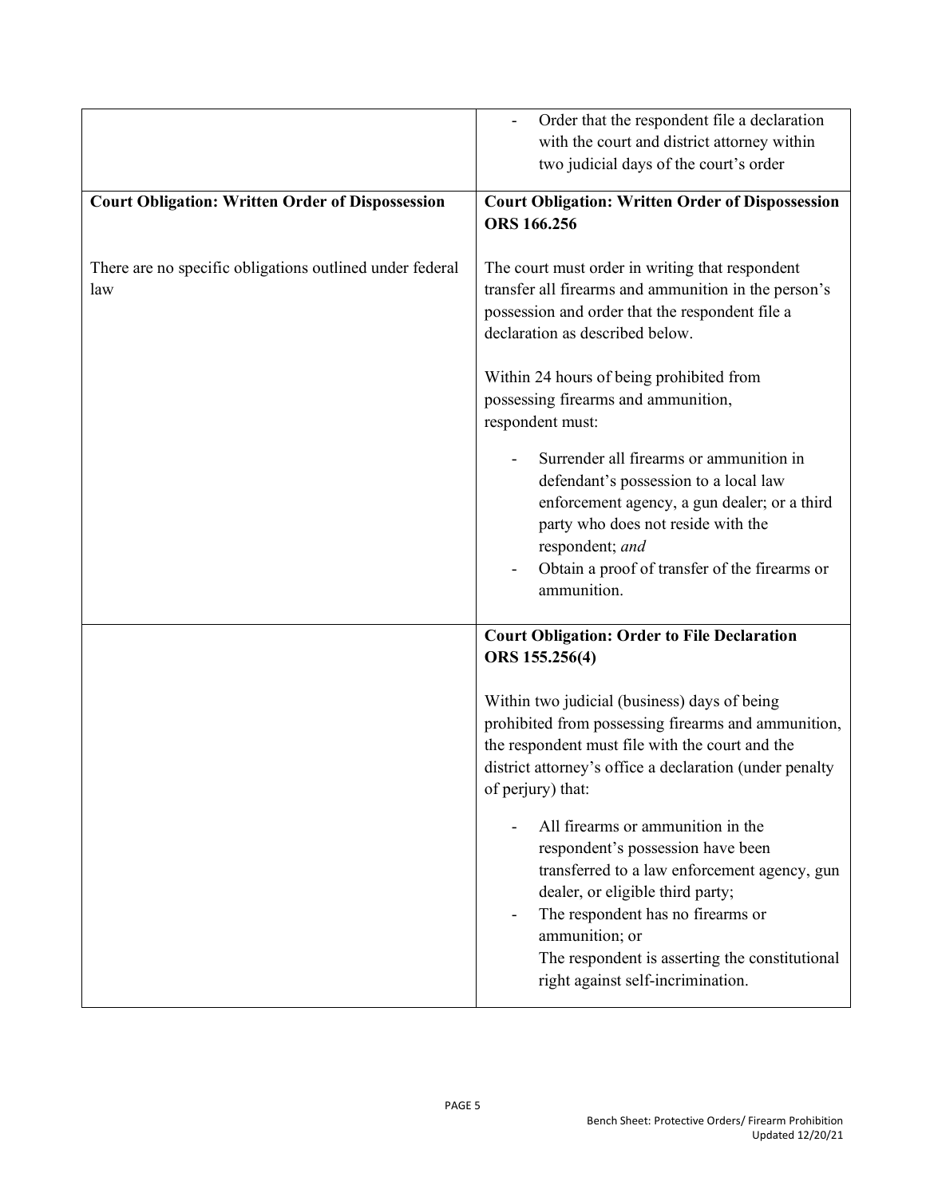| | |
|---|---|
| | - Order that the respondent file a declaration with the court and district attorney within two judicial days of the court's order |
| **Court Obligation: Written Order of Dispossession**<br><br>There are no specific obligations outlined under federal law | **Court Obligation: Written Order of Dispossession ORS 166.256**<br><br>The court must order in writing that respondent transfer all firearms and ammunition in the person's possession and order that the respondent file a declaration as described below.<br><br>Within 24 hours of being prohibited from possessing firearms and ammunition, respondent must:<br><br>- Surrender all firearms or ammunition in defendant's possession to a local law enforcement agency, a gun dealer; or a third party who does not reside with the respondent; *and*<br>- Obtain a proof of transfer of the firearms or ammunition. |
| | **Court Obligation: Order to File Declaration ORS 155.256(4)**<br><br>Within two judicial (business) days of being prohibited from possessing firearms and ammunition, the respondent must file with the court and the district attorney's office a declaration (under penalty of perjury) that:<br><br>- All firearms or ammunition in the respondent's possession have been transferred to a law enforcement agency, gun dealer, or eligible third party;<br>- The respondent has no firearms or ammunition; or<br>The respondent is asserting the constitutional right against self-incrimination. |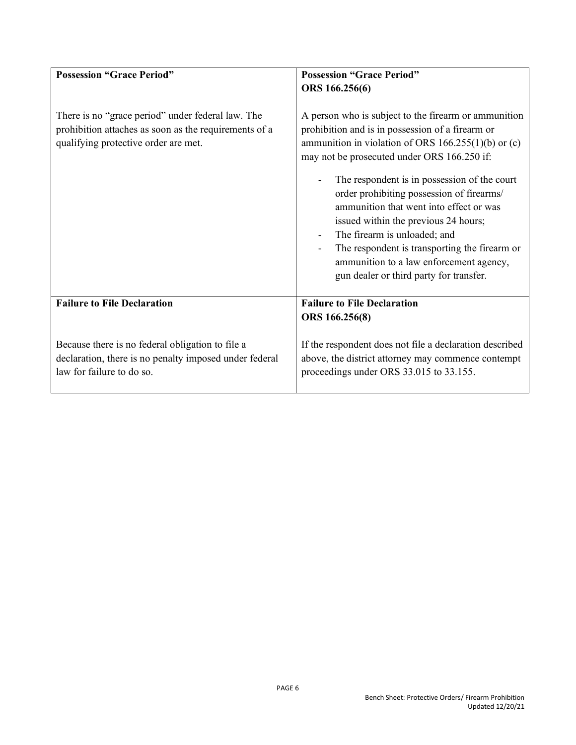| | |
|---|---|
| **Possession "Grace Period"**<br><br>There is no "grace period" under federal law. The prohibition attaches as soon as the requirements of a qualifying protective order are met. | **Possession "Grace Period"**<br>**ORS 166.256(6)**<br><br>A person who is subject to the firearm or ammunition prohibition and is in possession of a firearm or ammunition in violation of ORS 166.255(1)(b) or (c) may not be prosecuted under ORS 166.250 if:<br><br>- The respondent is in possession of the court order prohibiting possession of firearms/ ammunition that went into effect or was issued within the previous 24 hours;<br>- The firearm is unloaded; and<br>- The respondent is transporting the firearm or ammunition to a law enforcement agency, gun dealer or third party for transfer. |
| **Failure to File Declaration**<br><br>Because there is no federal obligation to file a declaration, there is no penalty imposed under federal law for failure to do so. | **Failure to File Declaration**<br>**ORS 166.256(8)**<br><br>If the respondent does not file a declaration described above, the district attorney may commence contempt proceedings under ORS 33.015 to 33.155. |